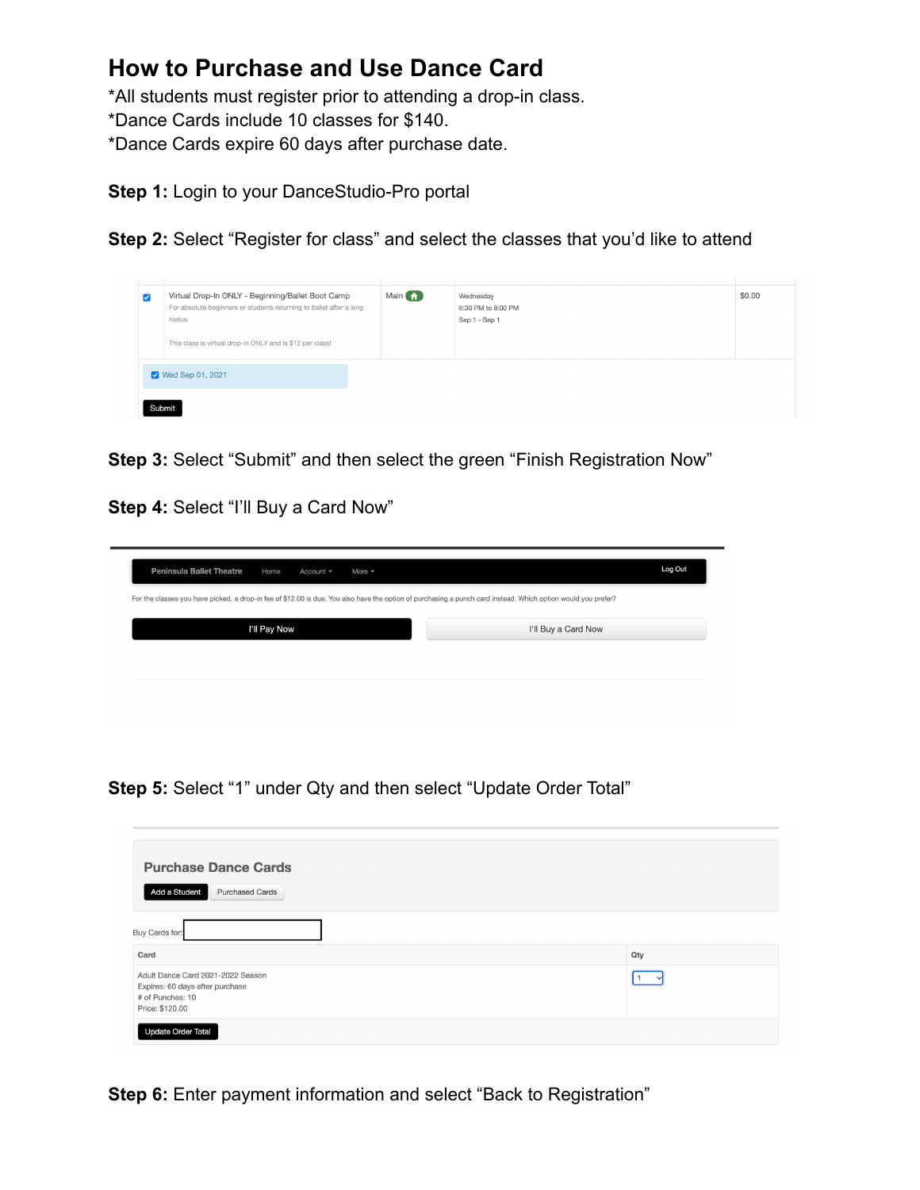# How to Purchase and Use Dance Card

*All students must register prior to attending a drop-in class.
*Dance Cards include 10 classes for $140.
*Dance Cards expire 60 days after purchase date.

**Step 1:** Login to your DanceStudio-Pro portal

**Step 2:** Select "Register for class" and select the classes that you'd like to attend

**Step 3:** Select "Submit" and then select the green "Finish Registration Now"

**Step 4:** Select "I'll Buy a Card Now"

**Step 5:** Select "1" under Qty and then select "Update Order Total"

**Step 6:** Enter payment information and select "Back to Registration"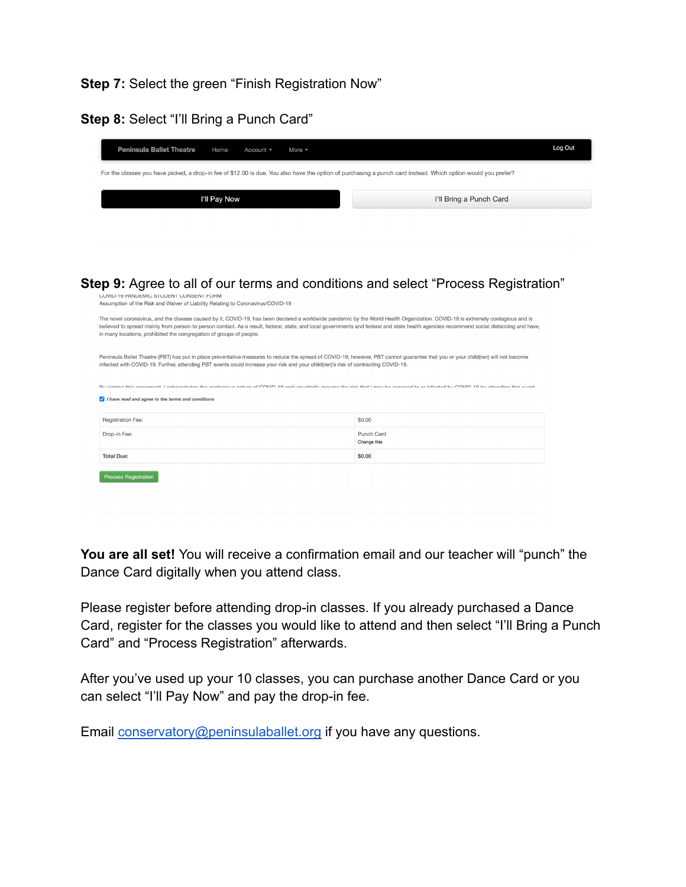**Step 7:** Select the green "Finish Registration Now"

**Step 8:** Select "I'll Bring a Punch Card"

Peninsula Ballet Theatre    Home    Account ▾    More ▾    Log Out

For the classes you have picked, a drop-in fee of $12.00 is due. You also have the option of purchasing a punch card instead. Which option would you prefer?

I'll Pay Now    I'll Bring a Punch Card

**Step 9:** Agree to all of our terms and conditions and select "Process Registration"

COVID-19 PANDEMIC STUDENT CONSENT FORM
Assumption of the Risk and Waiver of Liability Relating to Coronavirus/COVID-19

The novel coronavirus, and the disease caused by it, COVID-19, has been declared a worldwide pandemic by the World Health Organization. COVID-19 is extremely contagious and is believed to spread mainly from person-to person contact. As a result, federal, state, and local governments and federal and state health agencies recommend social distancing and have, in many locations, prohibited the congregation of groups of people.

Peninsula Ballet Theatre (PBT) has put in place preventative measures to reduce the spread of COVID-19; however, PBT cannot guarantee that you or your child(ren) will not become infected with COVID-19. Further, attending PBT events could increase your risk and your child(ren)'s risk of contracting COVID-19.

By signing this agreement, I acknowledge the contagious nature of COVID-19 and voluntarily assume the risk that I may be exposed to or infected by COVID-19 by attending this event

☑ *I have read and agree to the terms and conditions*

| | |
|---|---|
| Registration Fee: | $0.00 |
| Drop-in Fee: | Punch Card<br>Change this |
| **Total Due:** | **$0.00** |

Process Registration

**You are all set!** You will receive a confirmation email and our teacher will "punch" the Dance Card digitally when you attend class.

Please register before attending drop-in classes. If you already purchased a Dance Card, register for the classes you would like to attend and then select "I'll Bring a Punch Card" and "Process Registration" afterwards.

After you've used up your 10 classes, you can purchase another Dance Card or you can select "I'll Pay Now" and pay the drop-in fee.

Email [conservatory@peninsulaballet.org](mailto:conservatory@peninsulaballet.org) if you have any questions.